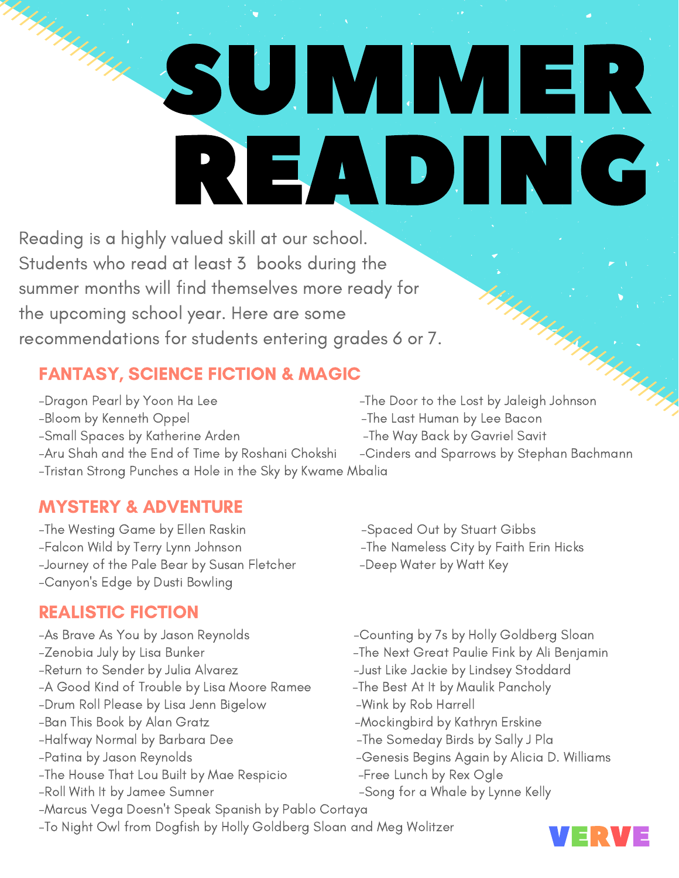# SUMMER READING

Reading is a highly valued skill at our school. Students who read at least 3 books during the summer months will find themselves more ready for the upcoming school year. Here are some recommendations for students entering grades 6 or 7.

## FANTASY, SCIENCE FICTION & MAGIC

- Dragon Pearl by Yoon Ha Lee
- Bloom by Kenneth Oppel
- Small Spaces by Katherine Arden
- Aru Shah and the End of Time by Roshani Chokshi
- Tristan Strong Punches a Hole in the Sky by Kwame Mbalia
- The Door to the Lost by Jaleigh Johnson
- The Last Human by Lee Bacon
- The Way Back by Gavriel Savit
- Cinders and Sparrows by Stephan Bachmann

## MYSTERY & ADVENTURE

- The Westing Game by Ellen Raskin
- Falcon Wild by Terry Lynn Johnson
- Journey of the Pale Bear by Susan Fletcher
- Canyon's Edge by Dusti Bowling
- Spaced Out by Stuart Gibbs
- The Nameless City by Faith Erin Hicks
- Deep Water by Watt Key

## REALISTIC FICTION

- As Brave As You by Jason Reynolds
- Zenobia July by Lisa Bunker
- Return to Sender by Julia Alvarez
- A Good Kind of Trouble by Lisa Moore Ramee
- Drum Roll Please by Lisa Jenn Bigelow
- Ban This Book by Alan Gratz
- Halfway Normal by Barbara Dee
- Patina by Jason Reynolds
- The House That Lou Built by Mae Respicio
- Roll With It by Jamee Sumner
- Marcus Vega Doesn't Speak Spanish by Pablo Cortaya
- To Night Owl from Dogfish by Holly Goldberg Sloan and Meg Wolitzer
- Counting by 7s by Holly Goldberg Sloan
- The Next Great Paulie Fink by Ali Benjamin
- Just Like Jackie by Lindsey Stoddard
- The Best At It by Maulik Pancholy
- Wink by Rob Harrell
- Mockingbird by Kathryn Erskine
- The Someday Birds by Sally J Pla
- Genesis Begins Again by Alicia D. Williams
- Free Lunch by Rex Ogle
- Song for a Whale by Lynne Kelly

VERVE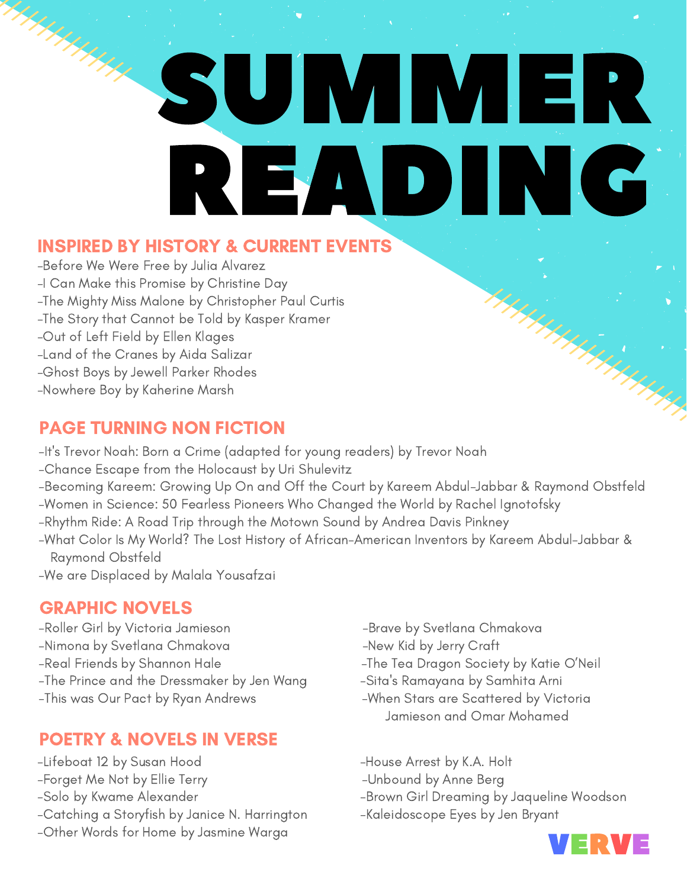# SUMMER READING

## INSPIRED BY HISTORY & CURRENT EVENTS

-Before We Were Free by Julia Alvarez
-I Can Make this Promise by Christine Day
-The Mighty Miss Malone by Christopher Paul Curtis
-The Story that Cannot be Told by Kasper Kramer
-Out of Left Field by Ellen Klages
-Land of the Cranes by Aida Salizar
-Ghost Boys by Jewell Parker Rhodes
-Nowhere Boy by Kaherine Marsh

## PAGE TURNING NON FICTION

-It's Trevor Noah: Born a Crime (adapted for young readers) by Trevor Noah
-Chance Escape from the Holocaust by Uri Shulevitz
-Becoming Kareem: Growing Up On and Off the Court by Kareem Abdul-Jabbar & Raymond Obstfeld
-Women in Science: 50 Fearless Pioneers Who Changed the World by Rachel Ignotofsky
-Rhythm Ride: A Road Trip through the Motown Sound by Andrea Davis Pinkney
-What Color Is My World? The Lost History of African-American Inventors by Kareem Abdul-Jabbar & Raymond Obstfeld
-We are Displaced by Malala Yousafzai

## GRAPHIC NOVELS

-Roller Girl by Victoria Jamieson
-Nimona by Svetlana Chmakova
-Real Friends by Shannon Hale
-The Prince and the Dressmaker by Jen Wang
-This was Our Pact by Ryan Andrews
-Brave by Svetlana Chmakova
-New Kid by Jerry Craft
-The Tea Dragon Society by Katie O'Neil
-Sita's Ramayana by Samhita Arni
-When Stars are Scattered by Victoria Jamieson and Omar Mohamed

## POETRY & NOVELS IN VERSE

-Lifeboat 12 by Susan Hood
-Forget Me Not by Ellie Terry
-Solo by Kwame Alexander
-Catching a Storyfish by Janice N. Harrington
-Other Words for Home by Jasmine Warga
-House Arrest by K.A. Holt
-Unbound by Anne Berg
-Brown Girl Dreaming by Jaqueline Woodson
-Kaleidoscope Eyes by Jen Bryant

VERVE